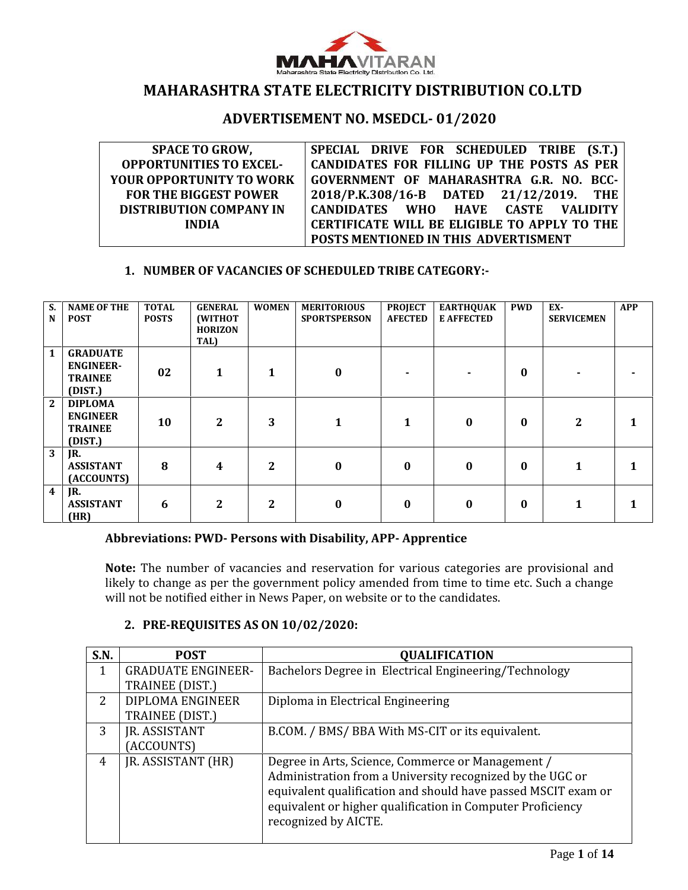# MAHARASHTRA STATE ELECTRICITY DISTRIBUTION CO.LTD

## ADVERTISEMENT NO. MSEDCL- 01/2020

| SPACE TO GROW, OPPORTUNITIES TO EXCEL- YOUR OPPORTUNITY TO WORK FOR THE BIGGEST POWER DISTRIBUTION COMPANY IN INDIA | SPECIAL DRIVE FOR SCHEDULED TRIBE (S.T.) CANDIDATES FOR FILLING UP THE POSTS AS PER GOVERNMENT OF MAHARASHTRA G.R. NO. BCC-2018/P.K.308/16-B DATED 21/12/2019. THE CANDIDATES WHO HAVE CASTE VALIDITY CERTIFICATE WILL BE ELIGIBLE TO APPLY TO THE POSTS MENTIONED IN THIS ADVERTISMENT |
|---|---|

### 1. NUMBER OF VACANCIES OF SCHEDULED TRIBE CATEGORY:-

| S. N | NAME OF THE POST | TOTAL POSTS | GENERAL (WITHOT HORIZONTAL) | WOMEN | MERITORIOUS SPORTSPERSON | PROJECT AFECTED | EARTHQUAKE AFFECTED | PWD | EX-SERVICEMEN | APP |
|---|---|---|---|---|---|---|---|---|---|---|
| 1 | GRADUATE ENGINEER-TRAINEE (DIST.) | 02 | 1 | 1 | 0 | - | - | 0 | - | - |
| 2 | DIPLOMA ENGINEER TRAINEE (DIST.) | 10 | 2 | 3 | 1 | 1 | 0 | 0 | 2 | 1 |
| 3 | JR. ASSISTANT (ACCOUNTS) | 8 | 4 | 2 | 0 | 0 | 0 | 0 | 1 | 1 |
| 4 | JR. ASSISTANT (HR) | 6 | 2 | 2 | 0 | 0 | 0 | 0 | 1 | 1 |

**Abbreviations: PWD- Persons with Disability, APP- Apprentice**

**Note:** The number of vacancies and reservation for various categories are provisional and likely to change as per the government policy amended from time to time etc. Such a change will not be notified either in News Paper, on website or to the candidates.

### 2. PRE-REQUISITES AS ON 10/02/2020:

| S.N. | POST | QUALIFICATION |
|---|---|---|
| 1 | GRADUATE ENGINEER-TRAINEE (DIST.) | Bachelors Degree in Electrical Engineering/Technology |
| 2 | DIPLOMA ENGINEER TRAINEE (DIST.) | Diploma in Electrical Engineering |
| 3 | JR. ASSISTANT (ACCOUNTS) | B.COM. / BMS/ BBA With MS-CIT or its equivalent. |
| 4 | JR. ASSISTANT (HR) | Degree in Arts, Science, Commerce or Management / Administration from a University recognized by the UGC or equivalent qualification and should have passed MSCIT exam or equivalent or higher qualification in Computer Proficiency recognized by AICTE. |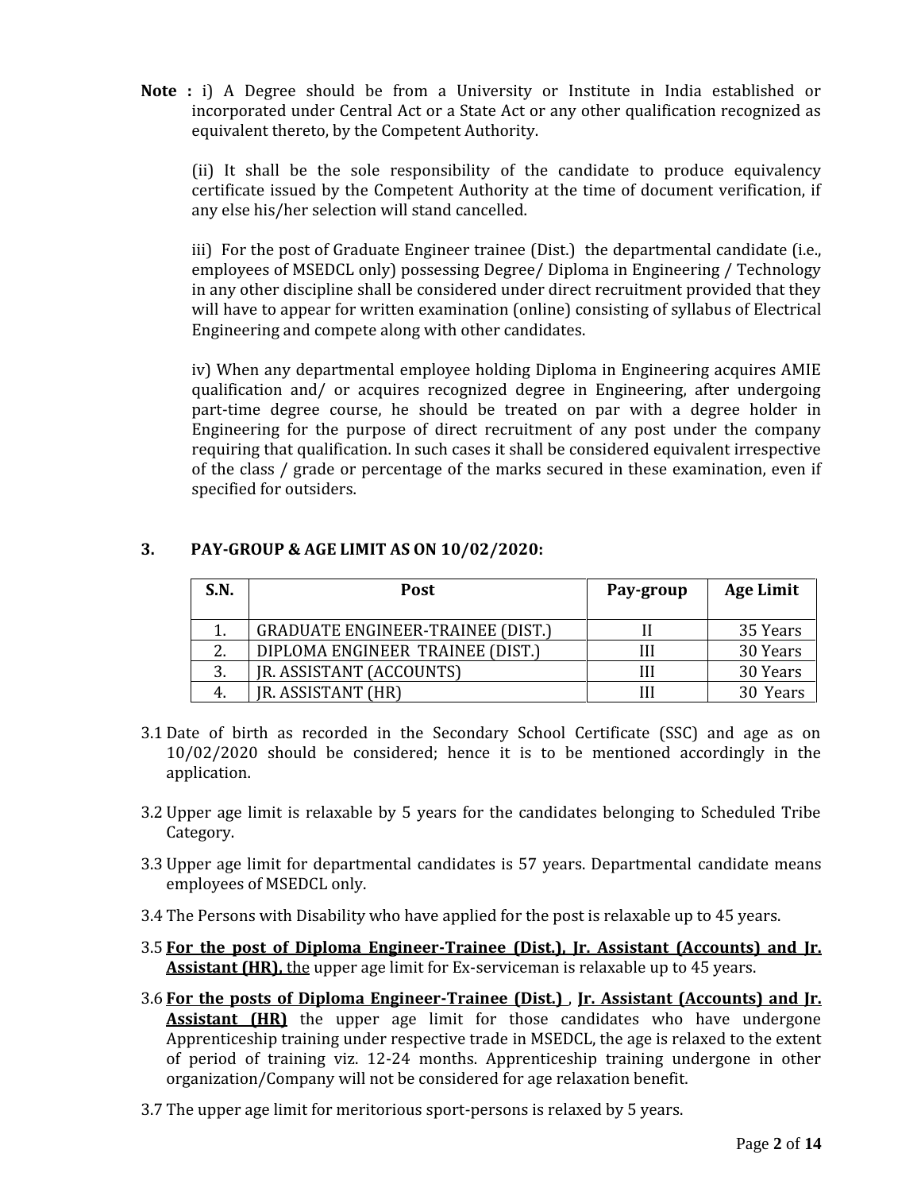**Note :** i) A Degree should be from a University or Institute in India established or incorporated under Central Act or a State Act or any other qualification recognized as equivalent thereto, by the Competent Authority.

(ii) It shall be the sole responsibility of the candidate to produce equivalency certificate issued by the Competent Authority at the time of document verification, if any else his/her selection will stand cancelled.

iii) For the post of Graduate Engineer trainee (Dist.) the departmental candidate (i.e., employees of MSEDCL only) possessing Degree/ Diploma in Engineering / Technology in any other discipline shall be considered under direct recruitment provided that they will have to appear for written examination (online) consisting of syllabus of Electrical Engineering and compete along with other candidates.

iv) When any departmental employee holding Diploma in Engineering acquires AMIE qualification and/ or acquires recognized degree in Engineering, after undergoing part-time degree course, he should be treated on par with a degree holder in Engineering for the purpose of direct recruitment of any post under the company requiring that qualification. In such cases it shall be considered equivalent irrespective of the class / grade or percentage of the marks secured in these examination, even if specified for outsiders.

## 3. PAY-GROUP & AGE LIMIT AS ON 10/02/2020:

| S.N. | Post | Pay-group | Age Limit |
|---|---|---|---|
| 1. | GRADUATE ENGINEER-TRAINEE (DIST.) | II | 35 Years |
| 2. | DIPLOMA ENGINEER TRAINEE (DIST.) | III | 30 Years |
| 3. | JR. ASSISTANT (ACCOUNTS) | III | 30 Years |
| 4. | JR. ASSISTANT (HR) | III | 30 Years |

3.1 Date of birth as recorded in the Secondary School Certificate (SSC) and age as on 10/02/2020 should be considered; hence it is to be mentioned accordingly in the application.

3.2 Upper age limit is relaxable by 5 years for the candidates belonging to Scheduled Tribe Category.

3.3 Upper age limit for departmental candidates is 57 years. Departmental candidate means employees of MSEDCL only.

3.4 The Persons with Disability who have applied for the post is relaxable up to 45 years.

3.5 **For the post of Diploma Engineer-Trainee (Dist.), Jr. Assistant (Accounts) and Jr. Assistant (HR),** the upper age limit for Ex-serviceman is relaxable up to 45 years.

3.6 **For the posts of Diploma Engineer-Trainee (Dist.)** , **Jr. Assistant (Accounts) and Jr. Assistant (HR)** the upper age limit for those candidates who have undergone Apprenticeship training under respective trade in MSEDCL, the age is relaxed to the extent of period of training viz. 12-24 months. Apprenticeship training undergone in other organization/Company will not be considered for age relaxation benefit.

3.7 The upper age limit for meritorious sport-persons is relaxed by 5 years.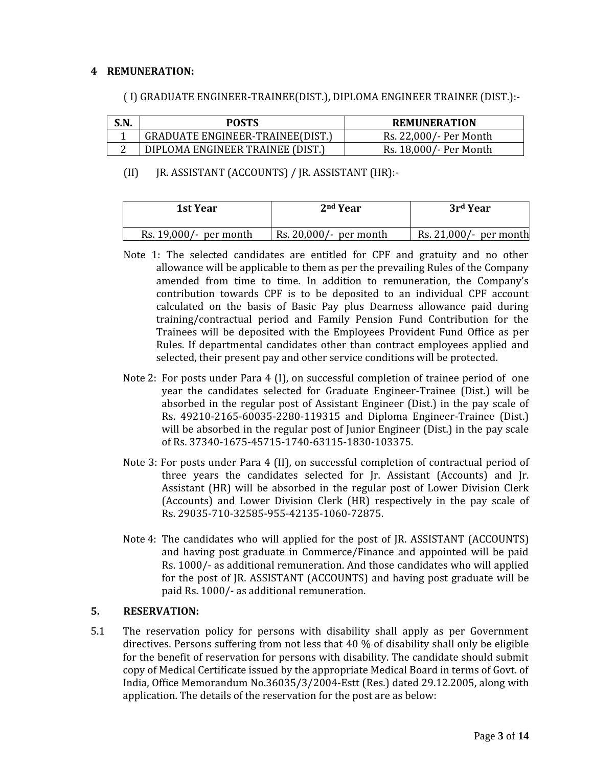## 4 REMUNERATION:

( I) GRADUATE ENGINEER-TRAINEE(DIST.), DIPLOMA ENGINEER TRAINEE (DIST.):-

| S.N. | POSTS | REMUNERATION |
|---|---|---|
| 1 | GRADUATE ENGINEER-TRAINEE(DIST.) | Rs. 22,000/- Per Month |
| 2 | DIPLOMA ENGINEER TRAINEE (DIST.) | Rs. 18,000/- Per Month |

(II) JR. ASSISTANT (ACCOUNTS) / JR. ASSISTANT (HR):-

| 1st Year | 2nd Year | 3rd Year |
|---|---|---|
| Rs. 19,000/- per month | Rs. 20,000/- per month | Rs. 21,000/- per month |

Note 1: The selected candidates are entitled for CPF and gratuity and no other allowance will be applicable to them as per the prevailing Rules of the Company amended from time to time. In addition to remuneration, the Company's contribution towards CPF is to be deposited to an individual CPF account calculated on the basis of Basic Pay plus Dearness allowance paid during training/contractual period and Family Pension Fund Contribution for the Trainees will be deposited with the Employees Provident Fund Office as per Rules. If departmental candidates other than contract employees applied and selected, their present pay and other service conditions will be protected.

Note 2: For posts under Para 4 (I), on successful completion of trainee period of one year the candidates selected for Graduate Engineer-Trainee (Dist.) will be absorbed in the regular post of Assistant Engineer (Dist.) in the pay scale of Rs. 49210-2165-60035-2280-119315 and Diploma Engineer-Trainee (Dist.) will be absorbed in the regular post of Junior Engineer (Dist.) in the pay scale of Rs. 37340-1675-45715-1740-63115-1830-103375.

Note 3: For posts under Para 4 (II), on successful completion of contractual period of three years the candidates selected for Jr. Assistant (Accounts) and Jr. Assistant (HR) will be absorbed in the regular post of Lower Division Clerk (Accounts) and Lower Division Clerk (HR) respectively in the pay scale of Rs. 29035-710-32585-955-42135-1060-72875.

Note 4: The candidates who will applied for the post of JR. ASSISTANT (ACCOUNTS) and having post graduate in Commerce/Finance and appointed will be paid Rs. 1000/- as additional remuneration. And those candidates who will applied for the post of JR. ASSISTANT (ACCOUNTS) and having post graduate will be paid Rs. 1000/- as additional remuneration.

## 5. RESERVATION:

5.1 The reservation policy for persons with disability shall apply as per Government directives. Persons suffering from not less that 40 % of disability shall only be eligible for the benefit of reservation for persons with disability. The candidate should submit copy of Medical Certificate issued by the appropriate Medical Board in terms of Govt. of India, Office Memorandum No.36035/3/2004-Estt (Res.) dated 29.12.2005, along with application. The details of the reservation for the post are as below: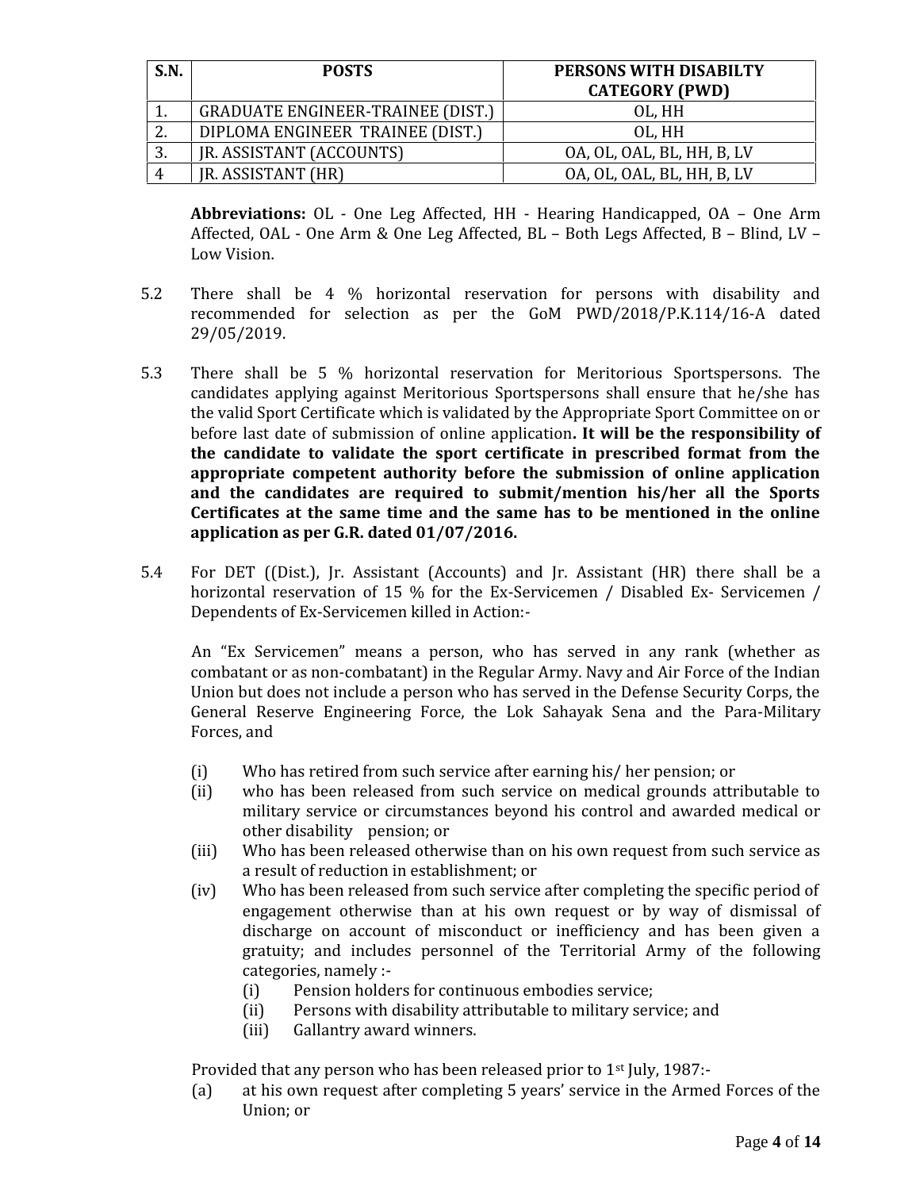| S.N. | POSTS | PERSONS WITH DISABILTY CATEGORY (PWD) |
|---|---|---|
| 1. | GRADUATE ENGINEER-TRAINEE (DIST.) | OL, HH |
| 2. | DIPLOMA ENGINEER TRAINEE (DIST.) | OL, HH |
| 3. | JR. ASSISTANT (ACCOUNTS) | OA, OL, OAL, BL, HH, B, LV |
| 4 | JR. ASSISTANT (HR) | OA, OL, OAL, BL, HH, B, LV |

**Abbreviations:** OL - One Leg Affected, HH - Hearing Handicapped, OA – One Arm Affected, OAL - One Arm & One Leg Affected, BL – Both Legs Affected, B – Blind, LV – Low Vision.

5.2 There shall be 4 % horizontal reservation for persons with disability and recommended for selection as per the GoM PWD/2018/P.K.114/16-A dated 29/05/2019.

5.3 There shall be 5 % horizontal reservation for Meritorious Sportspersons. The candidates applying against Meritorious Sportspersons shall ensure that he/she has the valid Sport Certificate which is validated by the Appropriate Sport Committee on or before last date of submission of online application**. It will be the responsibility of the candidate to validate the sport certificate in prescribed format from the appropriate competent authority before the submission of online application and the candidates are required to submit/mention his/her all the Sports Certificates at the same time and the same has to be mentioned in the online application as per G.R. dated 01/07/2016.**

5.4 For DET ((Dist.), Jr. Assistant (Accounts) and Jr. Assistant (HR) there shall be a horizontal reservation of 15 % for the Ex-Servicemen / Disabled Ex- Servicemen / Dependents of Ex-Servicemen killed in Action:-

An "Ex Servicemen" means a person, who has served in any rank (whether as combatant or as non-combatant) in the Regular Army. Navy and Air Force of the Indian Union but does not include a person who has served in the Defense Security Corps, the General Reserve Engineering Force, the Lok Sahayak Sena and the Para-Military Forces, and

- (i) Who has retired from such service after earning his/ her pension; or
- (ii) who has been released from such service on medical grounds attributable to military service or circumstances beyond his control and awarded medical or other disability pension; or
- (iii) Who has been released otherwise than on his own request from such service as a result of reduction in establishment; or
- (iv) Who has been released from such service after completing the specific period of engagement otherwise than at his own request or by way of dismissal of discharge on account of misconduct or inefficiency and has been given a gratuity; and includes personnel of the Territorial Army of the following categories, namely :-
  - (i) Pension holders for continuous embodies service;
  - (ii) Persons with disability attributable to military service; and
  - (iii) Gallantry award winners.

Provided that any person who has been released prior to 1st July, 1987:-

- (a) at his own request after completing 5 years' service in the Armed Forces of the Union; or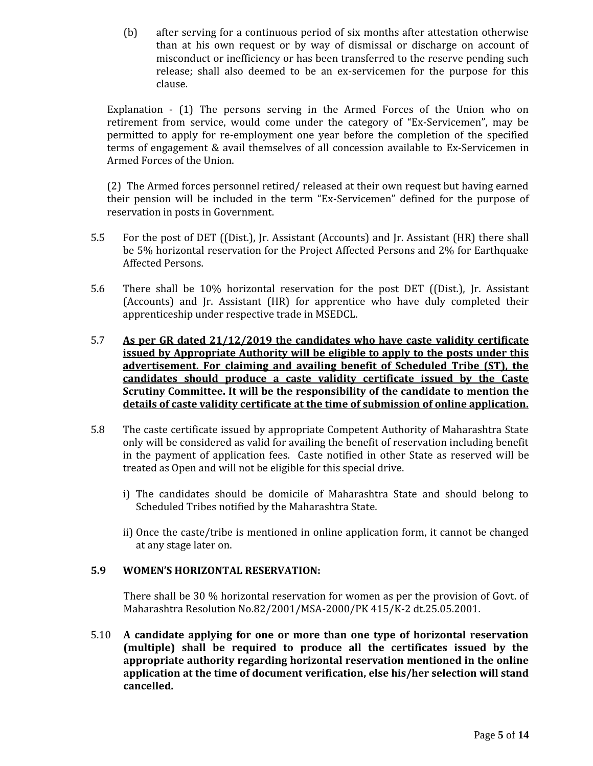(b) after serving for a continuous period of six months after attestation otherwise than at his own request or by way of dismissal or discharge on account of misconduct or inefficiency or has been transferred to the reserve pending such release; shall also deemed to be an ex-servicemen for the purpose for this clause.

Explanation - (1) The persons serving in the Armed Forces of the Union who on retirement from service, would come under the category of "Ex-Servicemen", may be permitted to apply for re-employment one year before the completion of the specified terms of engagement & avail themselves of all concession available to Ex-Servicemen in Armed Forces of the Union.

(2) The Armed forces personnel retired/ released at their own request but having earned their pension will be included in the term "Ex-Servicemen" defined for the purpose of reservation in posts in Government.

5.5 For the post of DET ((Dist.), Jr. Assistant (Accounts) and Jr. Assistant (HR) there shall be 5% horizontal reservation for the Project Affected Persons and 2% for Earthquake Affected Persons.

5.6 There shall be 10% horizontal reservation for the post DET ((Dist.), Jr. Assistant (Accounts) and Jr. Assistant (HR) for apprentice who have duly completed their apprenticeship under respective trade in MSEDCL.

5.7 **<u>As per GR dated 21/12/2019 the candidates who have caste validity certificate issued by Appropriate Authority will be eligible to apply to the posts under this advertisement. For claiming and availing benefit of Scheduled Tribe (ST), the candidates should produce a caste validity certificate issued by the Caste Scrutiny Committee. It will be the responsibility of the candidate to mention the details of caste validity certificate at the time of submission of online application.</u>**

5.8 The caste certificate issued by appropriate Competent Authority of Maharashtra State only will be considered as valid for availing the benefit of reservation including benefit in the payment of application fees. Caste notified in other State as reserved will be treated as Open and will not be eligible for this special drive.

i) The candidates should be domicile of Maharashtra State and should belong to Scheduled Tribes notified by the Maharashtra State.

ii) Once the caste/tribe is mentioned in online application form, it cannot be changed at any stage later on.

**5.9 WOMEN'S HORIZONTAL RESERVATION:**

There shall be 30 % horizontal reservation for women as per the provision of Govt. of Maharashtra Resolution No.82/2001/MSA-2000/PK 415/K-2 dt.25.05.2001.

5.10 **A candidate applying for one or more than one type of horizontal reservation (multiple) shall be required to produce all the certificates issued by the appropriate authority regarding horizontal reservation mentioned in the online application at the time of document verification, else his/her selection will stand cancelled.**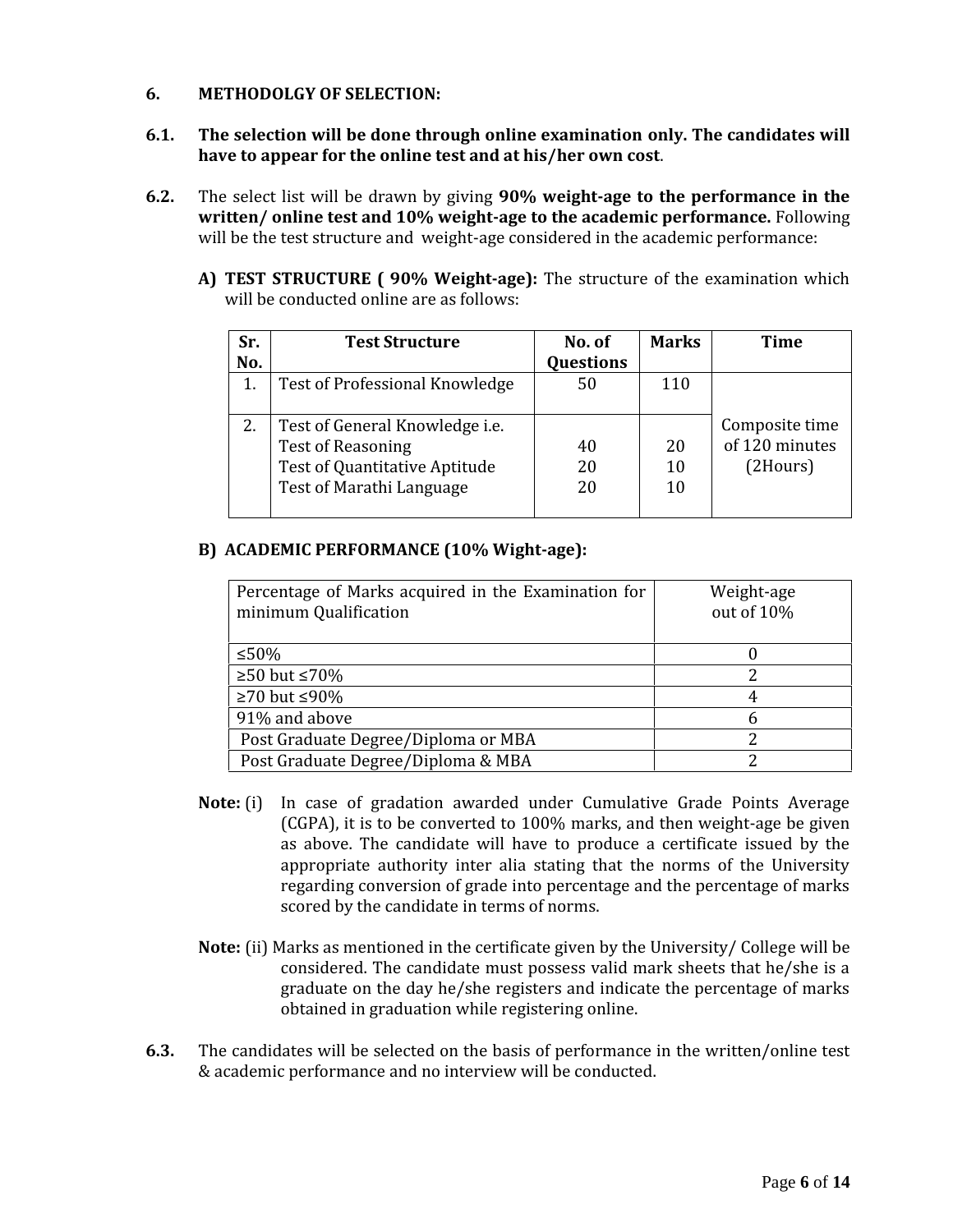## 6. METHODOLGY OF SELECTION:

**6.1. The selection will be done through online examination only. The candidates will have to appear for the online test and at his/her own cost**.

**6.2.** The select list will be drawn by giving **90% weight-age to the performance in the written/ online test and 10% weight-age to the academic performance.** Following will be the test structure and weight-age considered in the academic performance:

**A) TEST STRUCTURE ( 90% Weight-age):** The structure of the examination which will be conducted online are as follows:

| Sr. No. | Test Structure | No. of Questions | Marks | Time |
|---|---|---|---|---|
| 1. | Test of Professional Knowledge | 50 | 110 | Composite time of 120 minutes (2Hours) |
| 2. | Test of General Knowledge i.e.<br>Test of Reasoning<br>Test of Quantitative Aptitude<br>Test of Marathi Language | <br>40<br>20<br>20 | <br>20<br>10<br>10 | |

**B) ACADEMIC PERFORMANCE (10% Wight-age):**

| Percentage of Marks acquired in the Examination for minimum Qualification | Weight-age out of 10% |
|---|---|
| ≤50% | 0 |
| ≥50 but ≤70% | 2 |
| ≥70 but ≤90% | 4 |
| 91% and above | 6 |
| Post Graduate Degree/Diploma or MBA | 2 |
| Post Graduate Degree/Diploma & MBA | 2 |

**Note:** (i) In case of gradation awarded under Cumulative Grade Points Average (CGPA), it is to be converted to 100% marks, and then weight-age be given as above. The candidate will have to produce a certificate issued by the appropriate authority inter alia stating that the norms of the University regarding conversion of grade into percentage and the percentage of marks scored by the candidate in terms of norms.

**Note:** (ii) Marks as mentioned in the certificate given by the University/ College will be considered. The candidate must possess valid mark sheets that he/she is a graduate on the day he/she registers and indicate the percentage of marks obtained in graduation while registering online.

**6.3.** The candidates will be selected on the basis of performance in the written/online test & academic performance and no interview will be conducted.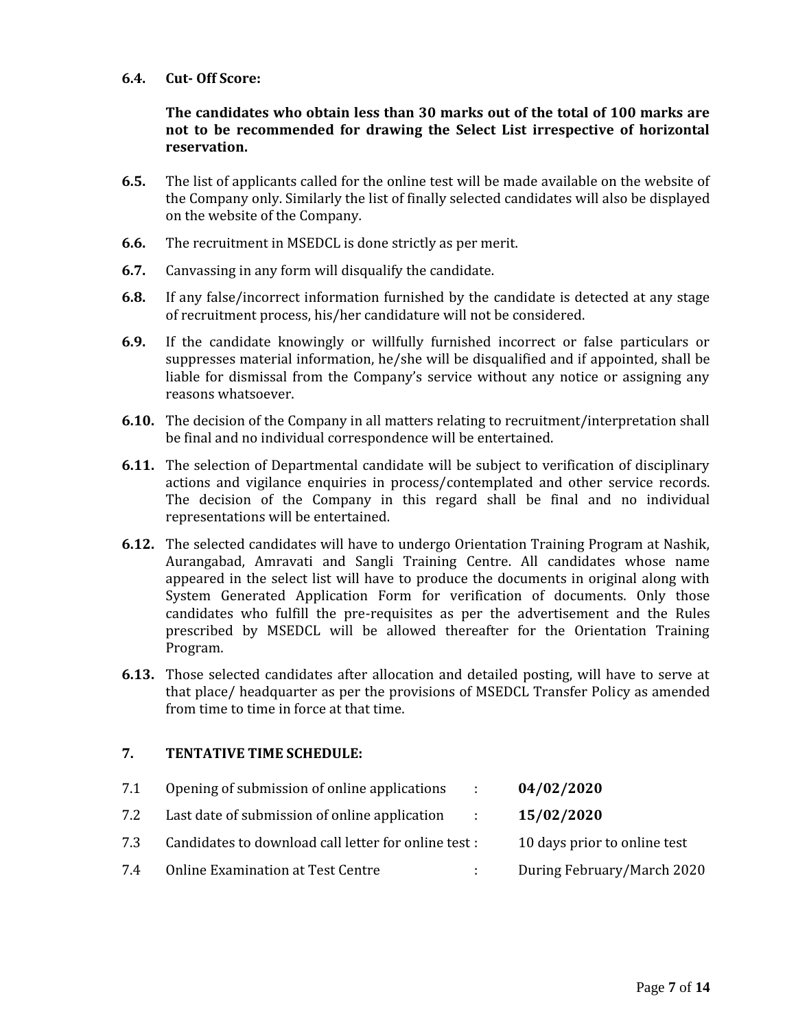**6.4. Cut- Off Score:**

**The candidates who obtain less than 30 marks out of the total of 100 marks are not to be recommended for drawing the Select List irrespective of horizontal reservation.**

**6.5.** The list of applicants called for the online test will be made available on the website of the Company only. Similarly the list of finally selected candidates will also be displayed on the website of the Company.

**6.6.** The recruitment in MSEDCL is done strictly as per merit.

**6.7.** Canvassing in any form will disqualify the candidate.

**6.8.** If any false/incorrect information furnished by the candidate is detected at any stage of recruitment process, his/her candidature will not be considered.

**6.9.** If the candidate knowingly or willfully furnished incorrect or false particulars or suppresses material information, he/she will be disqualified and if appointed, shall be liable for dismissal from the Company's service without any notice or assigning any reasons whatsoever.

**6.10.** The decision of the Company in all matters relating to recruitment/interpretation shall be final and no individual correspondence will be entertained.

**6.11.** The selection of Departmental candidate will be subject to verification of disciplinary actions and vigilance enquiries in process/contemplated and other service records. The decision of the Company in this regard shall be final and no individual representations will be entertained.

**6.12.** The selected candidates will have to undergo Orientation Training Program at Nashik, Aurangabad, Amravati and Sangli Training Centre. All candidates whose name appeared in the select list will have to produce the documents in original along with System Generated Application Form for verification of documents. Only those candidates who fulfill the pre-requisites as per the advertisement and the Rules prescribed by MSEDCL will be allowed thereafter for the Orientation Training Program.

**6.13.** Those selected candidates after allocation and detailed posting, will have to serve at that place/ headquarter as per the provisions of MSEDCL Transfer Policy as amended from time to time in force at that time.

## 7. TENTATIVE TIME SCHEDULE:

| | | | |
|---|---|---|---|
| 7.1 | Opening of submission of online applications | : | **04/02/2020** |
| 7.2 | Last date of submission of online application | : | **15/02/2020** |
| 7.3 | Candidates to download call letter for online test | : | 10 days prior to online test |
| 7.4 | Online Examination at Test Centre | : | During February/March 2020 |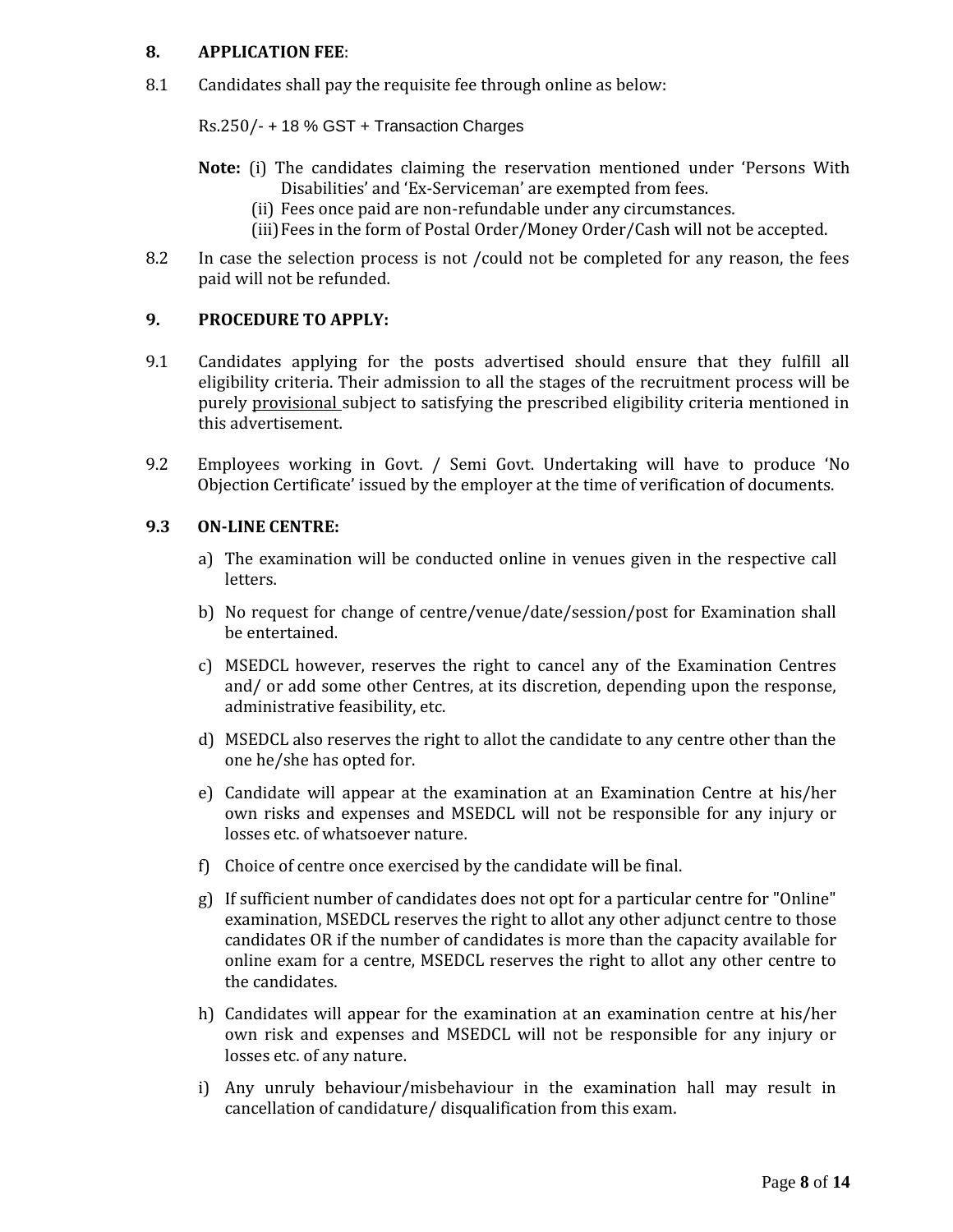## 8. APPLICATION FEE:

8.1 Candidates shall pay the requisite fee through online as below:

Rs.250/- + 18 % GST + Transaction Charges

**Note:** (i) The candidates claiming the reservation mentioned under 'Persons With Disabilities' and 'Ex-Serviceman' are exempted from fees.

(ii) Fees once paid are non-refundable under any circumstances.

(iii) Fees in the form of Postal Order/Money Order/Cash will not be accepted.

8.2 In case the selection process is not /could not be completed for any reason, the fees paid will not be refunded.

## 9. PROCEDURE TO APPLY:

9.1 Candidates applying for the posts advertised should ensure that they fulfill all eligibility criteria. Their admission to all the stages of the recruitment process will be purely provisional subject to satisfying the prescribed eligibility criteria mentioned in this advertisement.

9.2 Employees working in Govt. / Semi Govt. Undertaking will have to produce 'No Objection Certificate' issued by the employer at the time of verification of documents.

### 9.3 ON-LINE CENTRE:

a) The examination will be conducted online in venues given in the respective call letters.

b) No request for change of centre/venue/date/session/post for Examination shall be entertained.

c) MSEDCL however, reserves the right to cancel any of the Examination Centres and/ or add some other Centres, at its discretion, depending upon the response, administrative feasibility, etc.

d) MSEDCL also reserves the right to allot the candidate to any centre other than the one he/she has opted for.

e) Candidate will appear at the examination at an Examination Centre at his/her own risks and expenses and MSEDCL will not be responsible for any injury or losses etc. of whatsoever nature.

f) Choice of centre once exercised by the candidate will be final.

g) If sufficient number of candidates does not opt for a particular centre for "Online" examination, MSEDCL reserves the right to allot any other adjunct centre to those candidates OR if the number of candidates is more than the capacity available for online exam for a centre, MSEDCL reserves the right to allot any other centre to the candidates.

h) Candidates will appear for the examination at an examination centre at his/her own risk and expenses and MSEDCL will not be responsible for any injury or losses etc. of any nature.

i) Any unruly behaviour/misbehaviour in the examination hall may result in cancellation of candidature/ disqualification from this exam.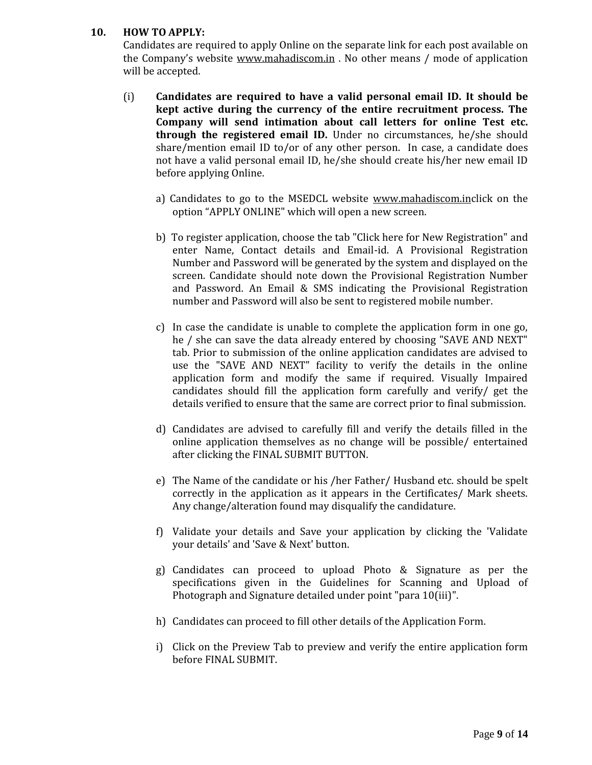## 10. HOW TO APPLY:

Candidates are required to apply Online on the separate link for each post available on the Company's website www.mahadiscom.in . No other means / mode of application will be accepted.

(i) **Candidates are required to have a valid personal email ID. It should be kept active during the currency of the entire recruitment process. The Company will send intimation about call letters for online Test etc. through the registered email ID.** Under no circumstances, he/she should share/mention email ID to/or of any other person. In case, a candidate does not have a valid personal email ID, he/she should create his/her new email ID before applying Online.

a) Candidates to go to the MSEDCL website www.mahadiscom.inclick on the option "APPLY ONLINE" which will open a new screen.

b) To register application, choose the tab "Click here for New Registration" and enter Name, Contact details and Email-id. A Provisional Registration Number and Password will be generated by the system and displayed on the screen. Candidate should note down the Provisional Registration Number and Password. An Email & SMS indicating the Provisional Registration number and Password will also be sent to registered mobile number.

c) In case the candidate is unable to complete the application form in one go, he / she can save the data already entered by choosing "SAVE AND NEXT" tab. Prior to submission of the online application candidates are advised to use the "SAVE AND NEXT" facility to verify the details in the online application form and modify the same if required. Visually Impaired candidates should fill the application form carefully and verify/ get the details verified to ensure that the same are correct prior to final submission.

d) Candidates are advised to carefully fill and verify the details filled in the online application themselves as no change will be possible/ entertained after clicking the FINAL SUBMIT BUTTON.

e) The Name of the candidate or his /her Father/ Husband etc. should be spelt correctly in the application as it appears in the Certificates/ Mark sheets. Any change/alteration found may disqualify the candidature.

f) Validate your details and Save your application by clicking the 'Validate your details' and 'Save & Next' button.

g) Candidates can proceed to upload Photo & Signature as per the specifications given in the Guidelines for Scanning and Upload of Photograph and Signature detailed under point "para 10(iii)".

h) Candidates can proceed to fill other details of the Application Form.

i) Click on the Preview Tab to preview and verify the entire application form before FINAL SUBMIT.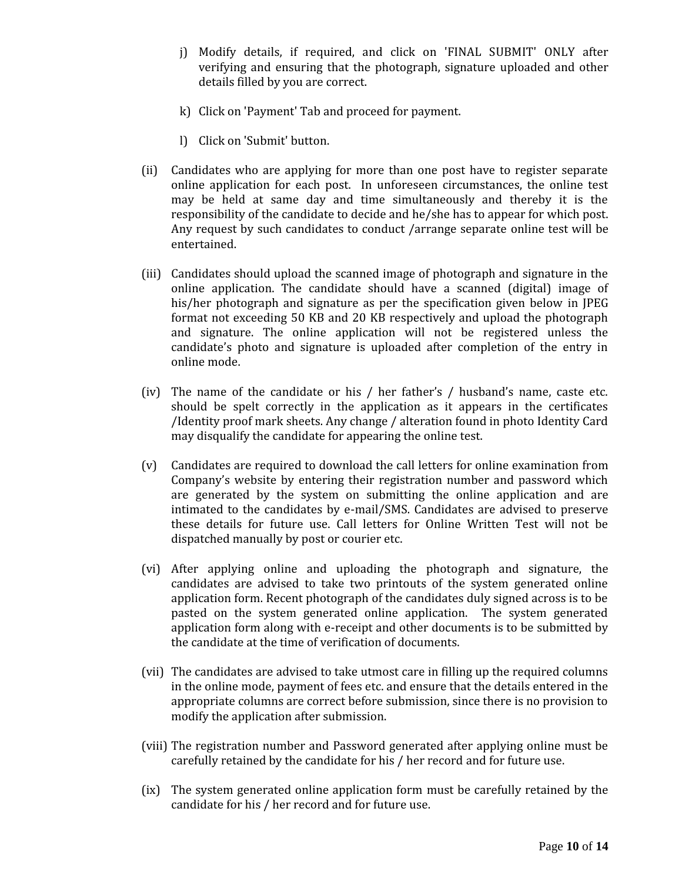j) Modify details, if required, and click on 'FINAL SUBMIT' ONLY after verifying and ensuring that the photograph, signature uploaded and other details filled by you are correct.

k) Click on 'Payment' Tab and proceed for payment.

l) Click on 'Submit' button.

(ii) Candidates who are applying for more than one post have to register separate online application for each post. In unforeseen circumstances, the online test may be held at same day and time simultaneously and thereby it is the responsibility of the candidate to decide and he/she has to appear for which post. Any request by such candidates to conduct /arrange separate online test will be entertained.

(iii) Candidates should upload the scanned image of photograph and signature in the online application. The candidate should have a scanned (digital) image of his/her photograph and signature as per the specification given below in JPEG format not exceeding 50 KB and 20 KB respectively and upload the photograph and signature. The online application will not be registered unless the candidate's photo and signature is uploaded after completion of the entry in online mode.

(iv) The name of the candidate or his / her father's / husband's name, caste etc. should be spelt correctly in the application as it appears in the certificates /Identity proof mark sheets. Any change / alteration found in photo Identity Card may disqualify the candidate for appearing the online test.

(v) Candidates are required to download the call letters for online examination from Company's website by entering their registration number and password which are generated by the system on submitting the online application and are intimated to the candidates by e-mail/SMS. Candidates are advised to preserve these details for future use. Call letters for Online Written Test will not be dispatched manually by post or courier etc.

(vi) After applying online and uploading the photograph and signature, the candidates are advised to take two printouts of the system generated online application form. Recent photograph of the candidates duly signed across is to be pasted on the system generated online application. The system generated application form along with e-receipt and other documents is to be submitted by the candidate at the time of verification of documents.

(vii) The candidates are advised to take utmost care in filling up the required columns in the online mode, payment of fees etc. and ensure that the details entered in the appropriate columns are correct before submission, since there is no provision to modify the application after submission.

(viii) The registration number and Password generated after applying online must be carefully retained by the candidate for his / her record and for future use.

(ix) The system generated online application form must be carefully retained by the candidate for his / her record and for future use.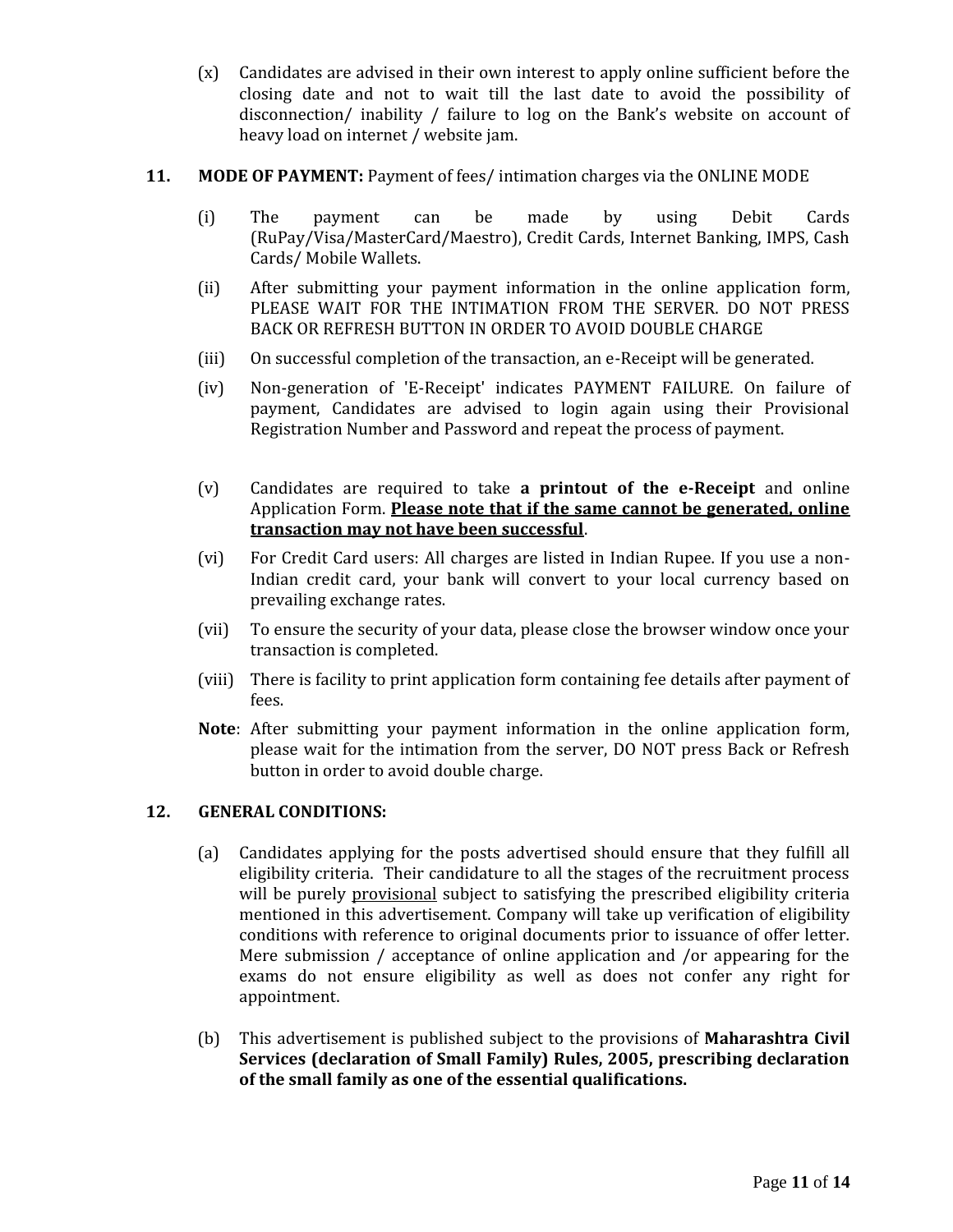(x) Candidates are advised in their own interest to apply online sufficient before the closing date and not to wait till the last date to avoid the possibility of disconnection/ inability / failure to log on the Bank's website on account of heavy load on internet / website jam.

**11. MODE OF PAYMENT:** Payment of fees/ intimation charges via the ONLINE MODE

(i) The payment can be made by using Debit Cards (RuPay/Visa/MasterCard/Maestro), Credit Cards, Internet Banking, IMPS, Cash Cards/ Mobile Wallets.

(ii) After submitting your payment information in the online application form, PLEASE WAIT FOR THE INTIMATION FROM THE SERVER. DO NOT PRESS BACK OR REFRESH BUTTON IN ORDER TO AVOID DOUBLE CHARGE

(iii) On successful completion of the transaction, an e-Receipt will be generated.

(iv) Non-generation of 'E-Receipt' indicates PAYMENT FAILURE. On failure of payment, Candidates are advised to login again using their Provisional Registration Number and Password and repeat the process of payment.

(v) Candidates are required to take **a printout of the e-Receipt** and online Application Form. **Please note that if the same cannot be generated, online transaction may not have been successful**.

(vi) For Credit Card users: All charges are listed in Indian Rupee. If you use a non-Indian credit card, your bank will convert to your local currency based on prevailing exchange rates.

(vii) To ensure the security of your data, please close the browser window once your transaction is completed.

(viii) There is facility to print application form containing fee details after payment of fees.

**Note**: After submitting your payment information in the online application form, please wait for the intimation from the server, DO NOT press Back or Refresh button in order to avoid double charge.

**12. GENERAL CONDITIONS:**

(a) Candidates applying for the posts advertised should ensure that they fulfill all eligibility criteria. Their candidature to all the stages of the recruitment process will be purely provisional subject to satisfying the prescribed eligibility criteria mentioned in this advertisement. Company will take up verification of eligibility conditions with reference to original documents prior to issuance of offer letter. Mere submission / acceptance of online application and /or appearing for the exams do not ensure eligibility as well as does not confer any right for appointment.

(b) This advertisement is published subject to the provisions of **Maharashtra Civil Services (declaration of Small Family) Rules, 2005, prescribing declaration of the small family as one of the essential qualifications.**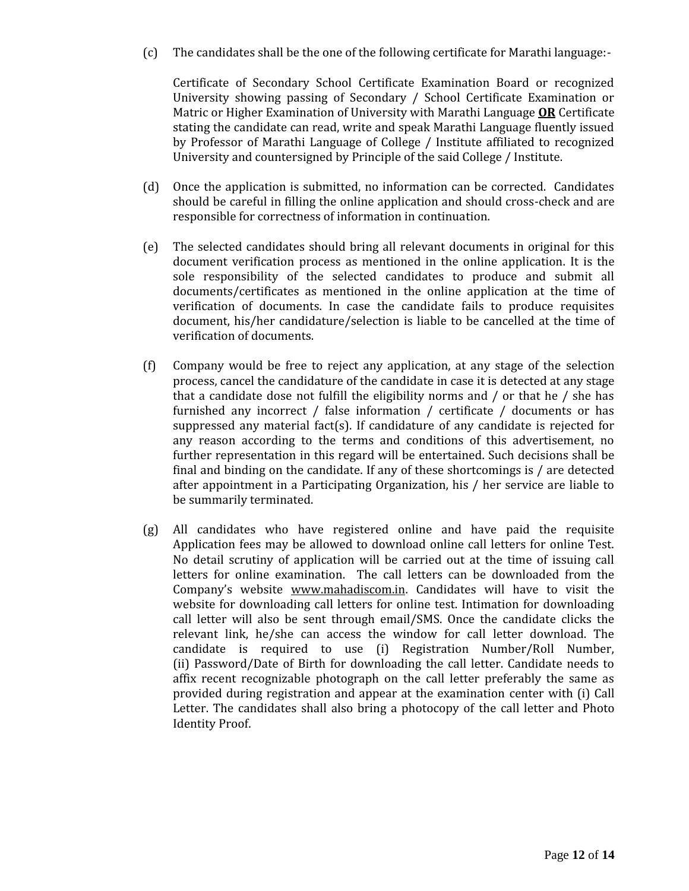(c) The candidates shall be the one of the following certificate for Marathi language:-

Certificate of Secondary School Certificate Examination Board or recognized University showing passing of Secondary / School Certificate Examination or Matric or Higher Examination of University with Marathi Language **OR** Certificate stating the candidate can read, write and speak Marathi Language fluently issued by Professor of Marathi Language of College / Institute affiliated to recognized University and countersigned by Principle of the said College / Institute.

(d) Once the application is submitted, no information can be corrected. Candidates should be careful in filling the online application and should cross-check and are responsible for correctness of information in continuation.

(e) The selected candidates should bring all relevant documents in original for this document verification process as mentioned in the online application. It is the sole responsibility of the selected candidates to produce and submit all documents/certificates as mentioned in the online application at the time of verification of documents. In case the candidate fails to produce requisites document, his/her candidature/selection is liable to be cancelled at the time of verification of documents.

(f) Company would be free to reject any application, at any stage of the selection process, cancel the candidature of the candidate in case it is detected at any stage that a candidate dose not fulfill the eligibility norms and / or that he / she has furnished any incorrect / false information / certificate / documents or has suppressed any material fact(s). If candidature of any candidate is rejected for any reason according to the terms and conditions of this advertisement, no further representation in this regard will be entertained. Such decisions shall be final and binding on the candidate. If any of these shortcomings is / are detected after appointment in a Participating Organization, his / her service are liable to be summarily terminated.

(g) All candidates who have registered online and have paid the requisite Application fees may be allowed to download online call letters for online Test. No detail scrutiny of application will be carried out at the time of issuing call letters for online examination. The call letters can be downloaded from the Company's website www.mahadiscom.in. Candidates will have to visit the website for downloading call letters for online test. Intimation for downloading call letter will also be sent through email/SMS. Once the candidate clicks the relevant link, he/she can access the window for call letter download. The candidate is required to use (i) Registration Number/Roll Number, (ii) Password/Date of Birth for downloading the call letter. Candidate needs to affix recent recognizable photograph on the call letter preferably the same as provided during registration and appear at the examination center with (i) Call Letter. The candidates shall also bring a photocopy of the call letter and Photo Identity Proof.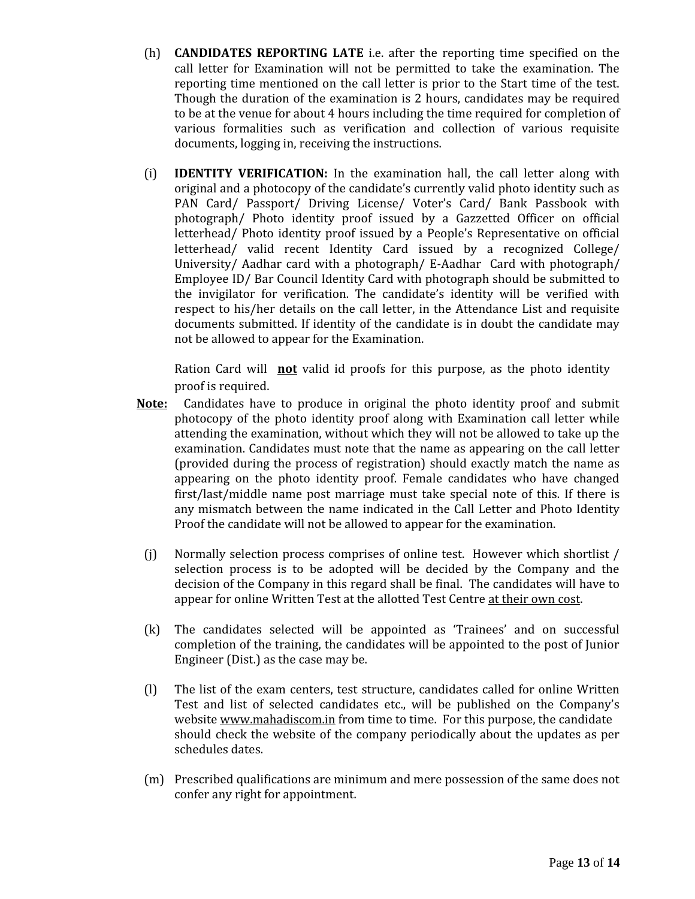(h) **CANDIDATES REPORTING LATE** i.e. after the reporting time specified on the call letter for Examination will not be permitted to take the examination. The reporting time mentioned on the call letter is prior to the Start time of the test. Though the duration of the examination is 2 hours, candidates may be required to be at the venue for about 4 hours including the time required for completion of various formalities such as verification and collection of various requisite documents, logging in, receiving the instructions.

(i) **IDENTITY VERIFICATION:** In the examination hall, the call letter along with original and a photocopy of the candidate's currently valid photo identity such as PAN Card/ Passport/ Driving License/ Voter's Card/ Bank Passbook with photograph/ Photo identity proof issued by a Gazzetted Officer on official letterhead/ Photo identity proof issued by a People's Representative on official letterhead/ valid recent Identity Card issued by a recognized College/ University/ Aadhar card with a photograph/ E-Aadhar Card with photograph/ Employee ID/ Bar Council Identity Card with photograph should be submitted to the invigilator for verification. The candidate's identity will be verified with respect to his/her details on the call letter, in the Attendance List and requisite documents submitted. If identity of the candidate is in doubt the candidate may not be allowed to appear for the Examination.

Ration Card will **not** valid id proofs for this purpose, as the photo identity proof is required.

**Note:** Candidates have to produce in original the photo identity proof and submit photocopy of the photo identity proof along with Examination call letter while attending the examination, without which they will not be allowed to take up the examination. Candidates must note that the name as appearing on the call letter (provided during the process of registration) should exactly match the name as appearing on the photo identity proof. Female candidates who have changed first/last/middle name post marriage must take special note of this. If there is any mismatch between the name indicated in the Call Letter and Photo Identity Proof the candidate will not be allowed to appear for the examination.

(j) Normally selection process comprises of online test. However which shortlist / selection process is to be adopted will be decided by the Company and the decision of the Company in this regard shall be final. The candidates will have to appear for online Written Test at the allotted Test Centre <u>at their own cost</u>.

(k) The candidates selected will be appointed as 'Trainees' and on successful completion of the training, the candidates will be appointed to the post of Junior Engineer (Dist.) as the case may be.

(l) The list of the exam centers, test structure, candidates called for online Written Test and list of selected candidates etc., will be published on the Company's website www.mahadiscom.in from time to time. For this purpose, the candidate should check the website of the company periodically about the updates as per schedules dates.

(m) Prescribed qualifications are minimum and mere possession of the same does not confer any right for appointment.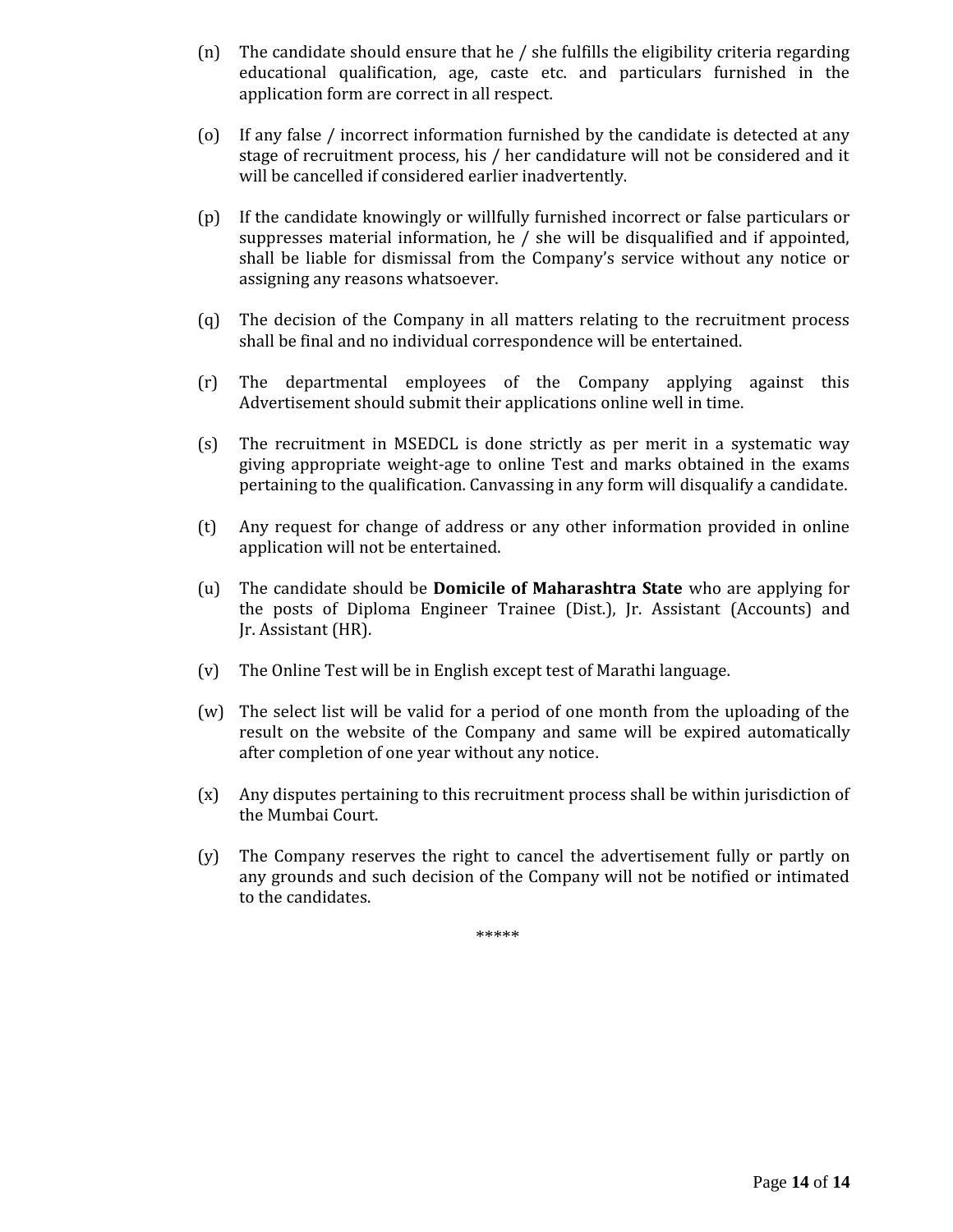(n) The candidate should ensure that he / she fulfills the eligibility criteria regarding educational qualification, age, caste etc. and particulars furnished in the application form are correct in all respect.

(o) If any false / incorrect information furnished by the candidate is detected at any stage of recruitment process, his / her candidature will not be considered and it will be cancelled if considered earlier inadvertently.

(p) If the candidate knowingly or willfully furnished incorrect or false particulars or suppresses material information, he / she will be disqualified and if appointed, shall be liable for dismissal from the Company's service without any notice or assigning any reasons whatsoever.

(q) The decision of the Company in all matters relating to the recruitment process shall be final and no individual correspondence will be entertained.

(r) The departmental employees of the Company applying against this Advertisement should submit their applications online well in time.

(s) The recruitment in MSEDCL is done strictly as per merit in a systematic way giving appropriate weight-age to online Test and marks obtained in the exams pertaining to the qualification. Canvassing in any form will disqualify a candidate.

(t) Any request for change of address or any other information provided in online application will not be entertained.

(u) The candidate should be **Domicile of Maharashtra State** who are applying for the posts of Diploma Engineer Trainee (Dist.), Jr. Assistant (Accounts) and Jr. Assistant (HR).

(v) The Online Test will be in English except test of Marathi language.

(w) The select list will be valid for a period of one month from the uploading of the result on the website of the Company and same will be expired automatically after completion of one year without any notice.

(x) Any disputes pertaining to this recruitment process shall be within jurisdiction of the Mumbai Court.

(y) The Company reserves the right to cancel the advertisement fully or partly on any grounds and such decision of the Company will not be notified or intimated to the candidates.

*****